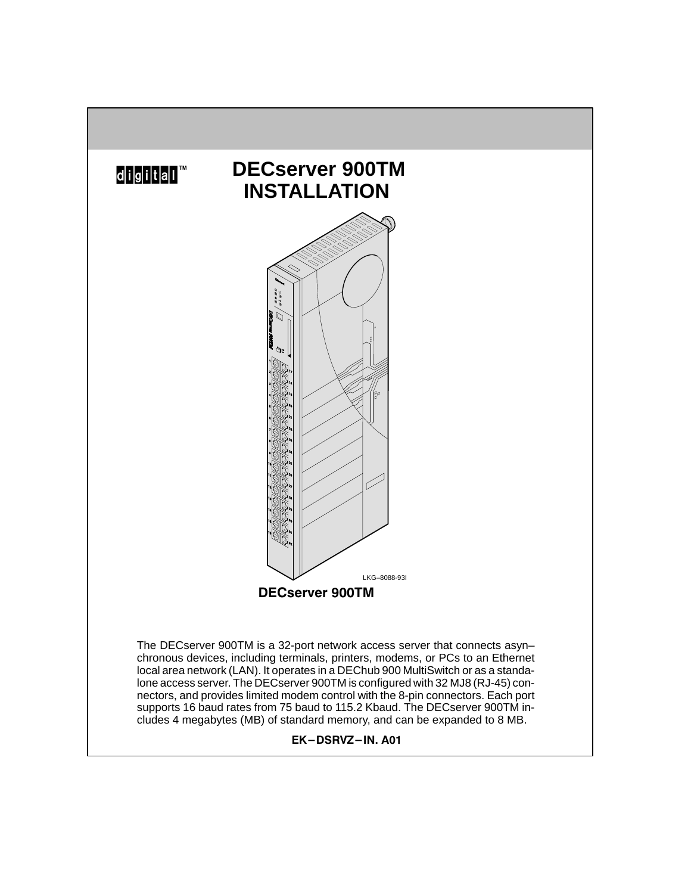digital™

# DECserver 900TM INSTALLATION

LKG–8088-93I

**DECserver 900TM**

The DECserver 900TM is a 32-port network access server that connects asyn–chronous devices, including terminals, printers, modems, or PCs to an Ethernet local area network (LAN). It operates in a DEChub 900 MultiSwitch or as a standalone access server. The DECserver 900TM is configured with 32 MJ8 (RJ-45) connectors, and provides limited modem control with the 8-pin connectors. Each port supports 16 baud rates from 75 baud to 115.2 Kbaud. The DECserver 900TM includes 4 megabytes (MB) of standard memory, and can be expanded to 8 MB.

**EK–DSRVZ–IN. A01**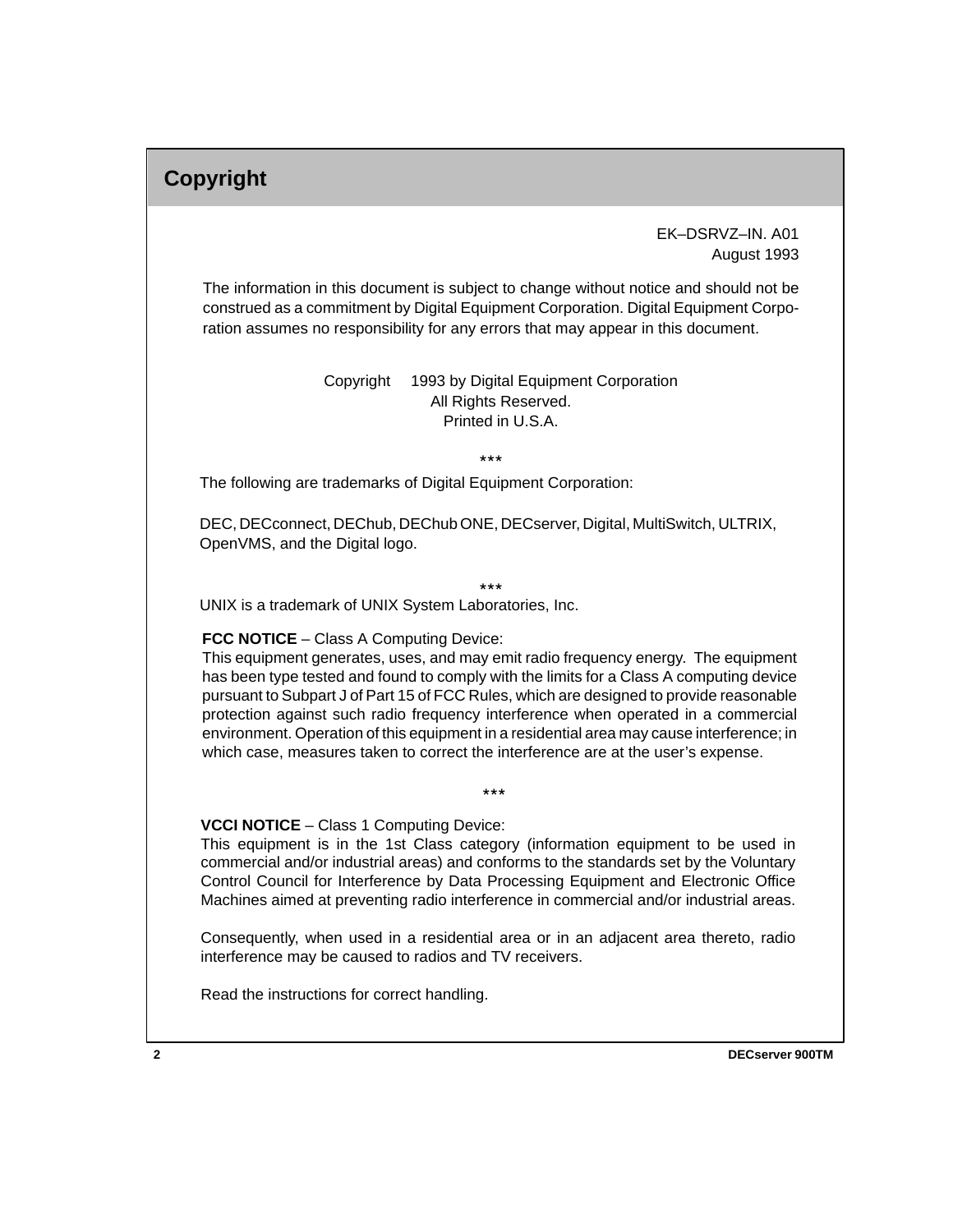# Copyright

EK–DSRVZ–IN. A01
August 1993

The information in this document is subject to change without notice and should not be construed as a commitment by Digital Equipment Corporation. Digital Equipment Corporation assumes no responsibility for any errors that may appear in this document.

Copyright 1993 by Digital Equipment Corporation
All Rights Reserved.
Printed in U.S.A.

***

The following are trademarks of Digital Equipment Corporation:

DEC, DECconnect, DEChub, DEChub ONE, DECserver, Digital, MultiSwitch, ULTRIX, OpenVMS, and the Digital logo.

***

UNIX is a trademark of UNIX System Laboratories, Inc.

**FCC NOTICE** – Class A Computing Device:
This equipment generates, uses, and may emit radio frequency energy. The equipment has been type tested and found to comply with the limits for a Class A computing device pursuant to Subpart J of Part 15 of FCC Rules, which are designed to provide reasonable protection against such radio frequency interference when operated in a commercial environment. Operation of this equipment in a residential area may cause interference; in which case, measures taken to correct the interference are at the user's expense.

***

**VCCI NOTICE** – Class 1 Computing Device:
This equipment is in the 1st Class category (information equipment to be used in commercial and/or industrial areas) and conforms to the standards set by the Voluntary Control Council for Interference by Data Processing Equipment and Electronic Office Machines aimed at preventing radio interference in commercial and/or industrial areas.

Consequently, when used in a residential area or in an adjacent area thereto, radio interference may be caused to radios and TV receivers.

Read the instructions for correct handling.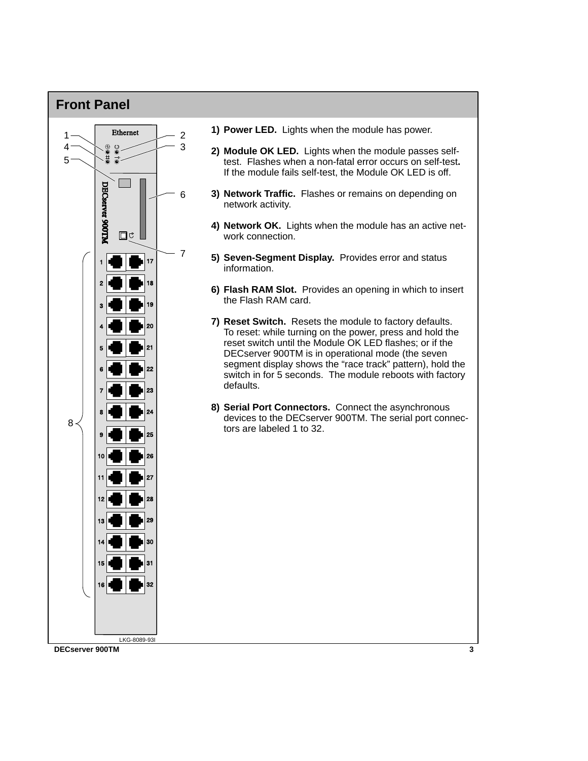## Front Panel

1) **Power LED.** Lights when the module has power.

2) **Module OK LED.** Lights when the module passes self-test. Flashes when a non-fatal error occurs on self-test**.** If the module fails self-test, the Module OK LED is off.

3) **Network Traffic.** Flashes or remains on depending on network activity.

4) **Network OK.** Lights when the module has an active network connection.

5) **Seven-Segment Display.** Provides error and status information.

6) **Flash RAM Slot.** Provides an opening in which to insert the Flash RAM card.

7) **Reset Switch.** Resets the module to factory defaults. To reset: while turning on the power, press and hold the reset switch until the Module OK LED flashes; or if the DECserver 900TM is in operational mode (the seven segment display shows the “race track” pattern), hold the switch in for 5 seconds. The module reboots with factory defaults.

8) **Serial Port Connectors.** Connect the asynchronous devices to the DECserver 900TM. The serial port connectors are labeled 1 to 32.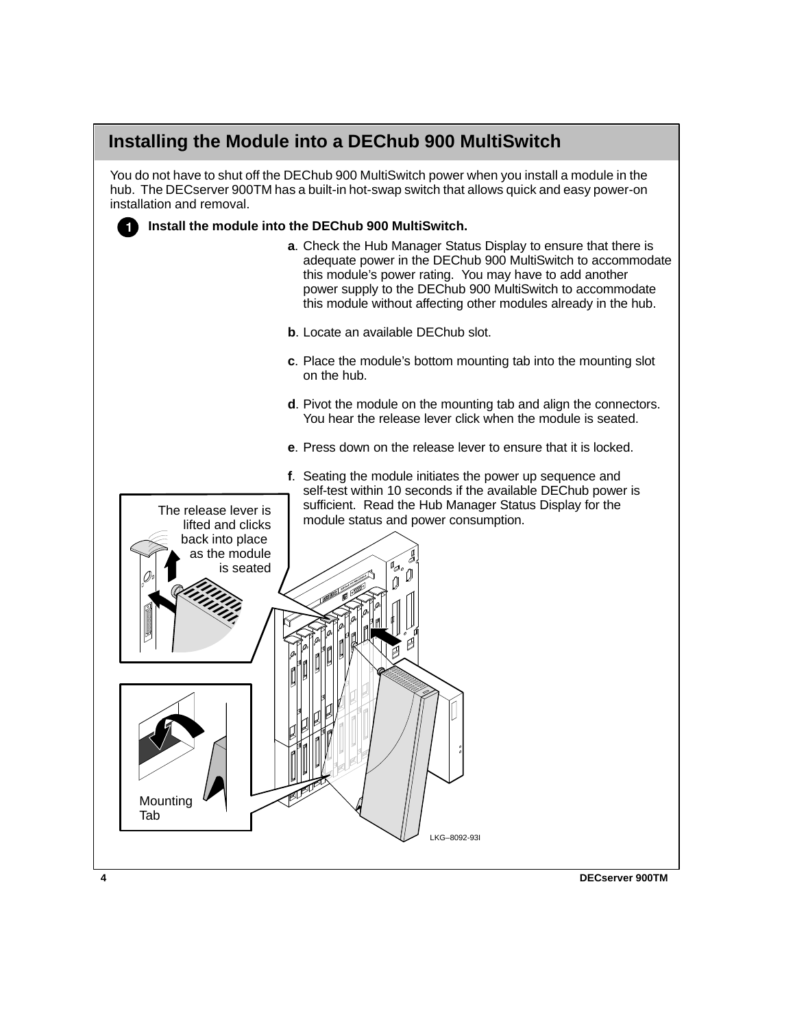## Installing the Module into a DEChub 900 MultiSwitch

You do not have to shut off the DEChub 900 MultiSwitch power when you install a module in the hub. The DECserver 900TM has a built-in hot-swap switch that allows quick and easy power-on installation and removal.

**1** **Install the module into the DEChub 900 MultiSwitch.**

**a**. Check the Hub Manager Status Display to ensure that there is adequate power in the DEChub 900 MultiSwitch to accommodate this module's power rating. You may have to add another power supply to the DEChub 900 MultiSwitch to accommodate this module without affecting other modules already in the hub.

**b**. Locate an available DEChub slot.

**c**. Place the module's bottom mounting tab into the mounting slot on the hub.

**d**. Pivot the module on the mounting tab and align the connectors. You hear the release lever click when the module is seated.

**e**. Press down on the release lever to ensure that it is locked.

**f**. Seating the module initiates the power up sequence and self-test within 10 seconds if the available DEChub power is sufficient. Read the Hub Manager Status Display for the module status and power consumption.

The release lever is lifted and clicks back into place as the module is seated

Mounting Tab

LKG–8092-93I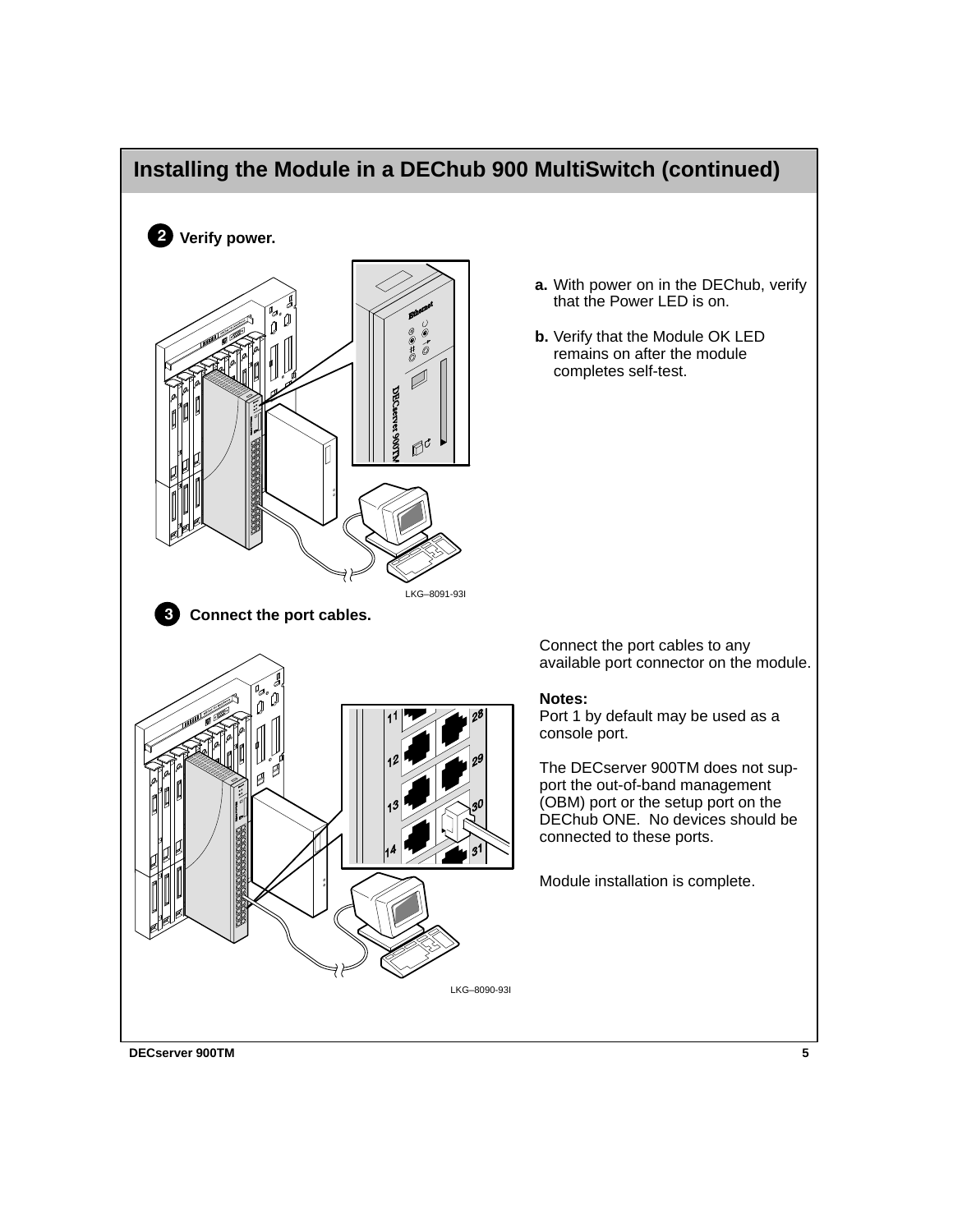# Installing the Module in a DEChub 900 MultiSwitch (continued)

## 2 Verify power.

**a.** With power on in the DEChub, verify that the Power LED is on.

**b.** Verify that the Module OK LED remains on after the module completes self-test.

LKG–8091-93I

## 3 Connect the port cables.

Connect the port cables to any available port connector on the module.

**Notes:**
Port 1 by default may be used as a console port.

The DECserver 900TM does not support the out-of-band management (OBM) port or the setup port on the DEChub ONE. No devices should be connected to these ports.

Module installation is complete.

LKG–8090-93I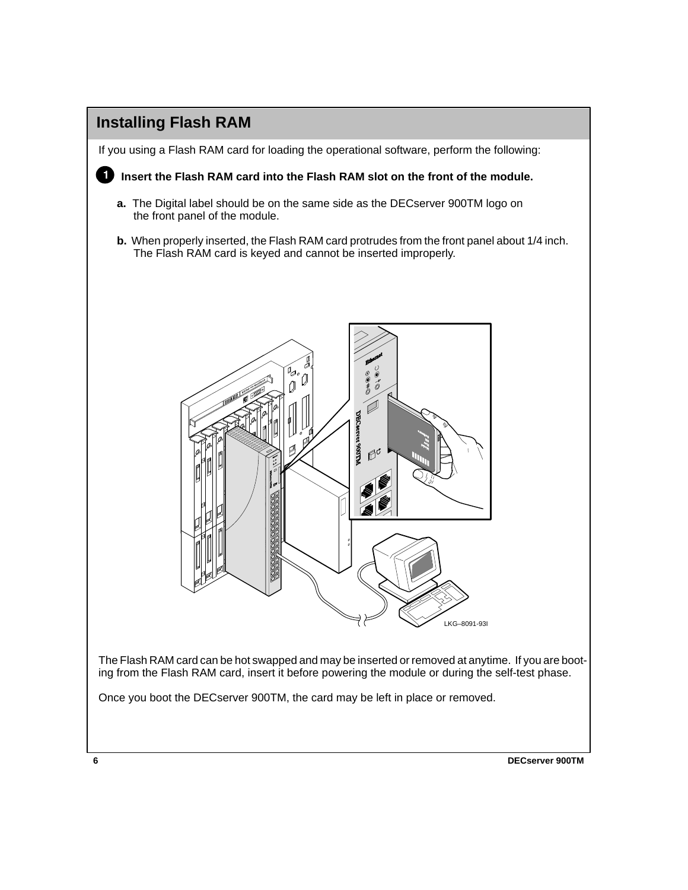# Installing Flash RAM

If you using a Flash RAM card for loading the operational software, perform the following:

**1** **Insert the Flash RAM card into the Flash RAM slot on the front of the module.**

**a.** The Digital label should be on the same side as the DECserver 900TM logo on the front panel of the module.

**b.** When properly inserted, the Flash RAM card protrudes from the front panel about 1/4 inch. The Flash RAM card is keyed and cannot be inserted improperly.

LKG–8091-93I

The Flash RAM card can be hot swapped and may be inserted or removed at anytime. If you are booting from the Flash RAM card, insert it before powering the module or during the self-test phase.

Once you boot the DECserver 900TM, the card may be left in place or removed.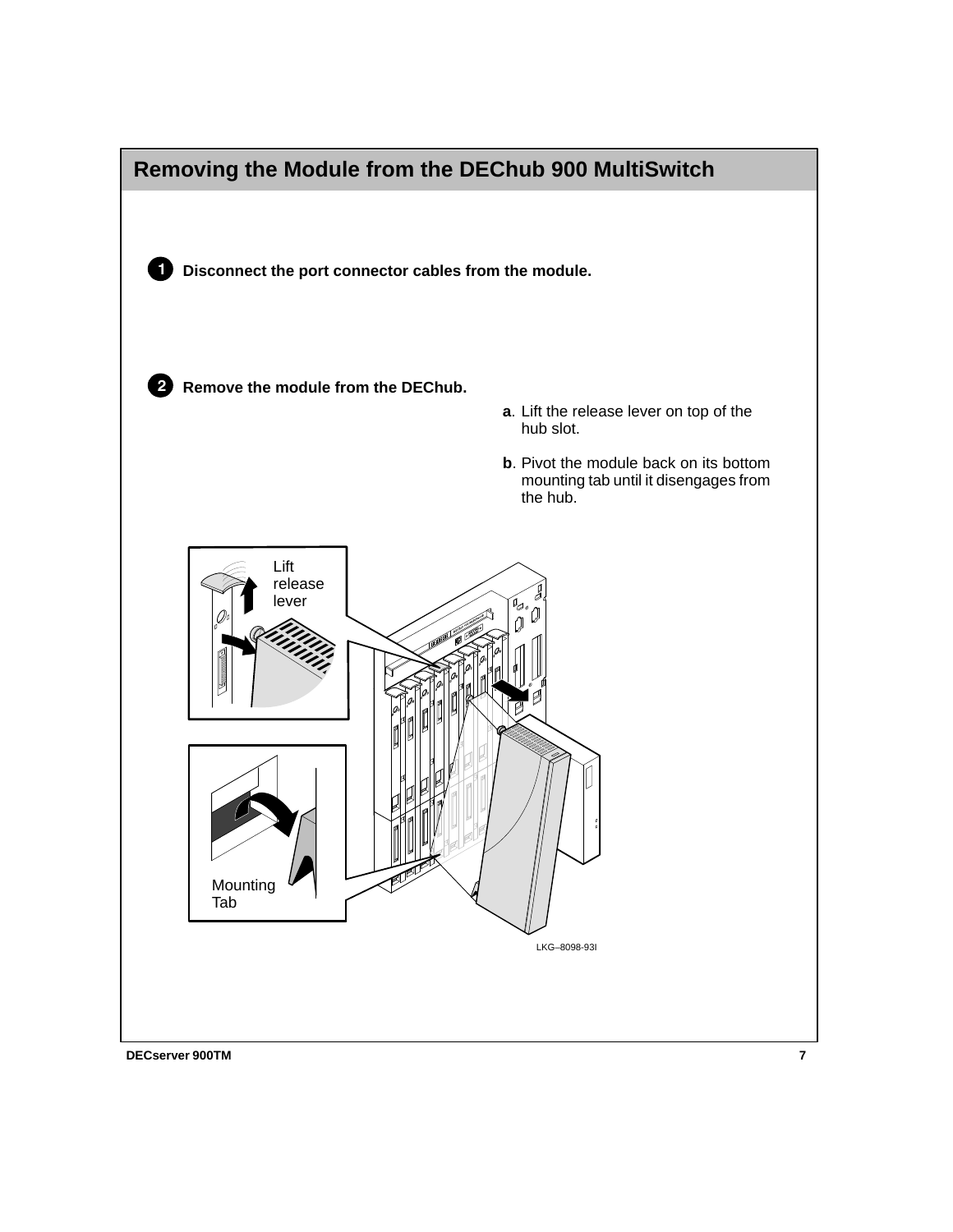## Removing the Module from the DEChub 900 MultiSwitch

**1** **Disconnect the port connector cables from the module.**

**2** **Remove the module from the DEChub.**

**a**. Lift the release lever on top of the hub slot.

**b**. Pivot the module back on its bottom mounting tab until it disengages from the hub.

Lift release lever

Mounting Tab

LKG–8098-93I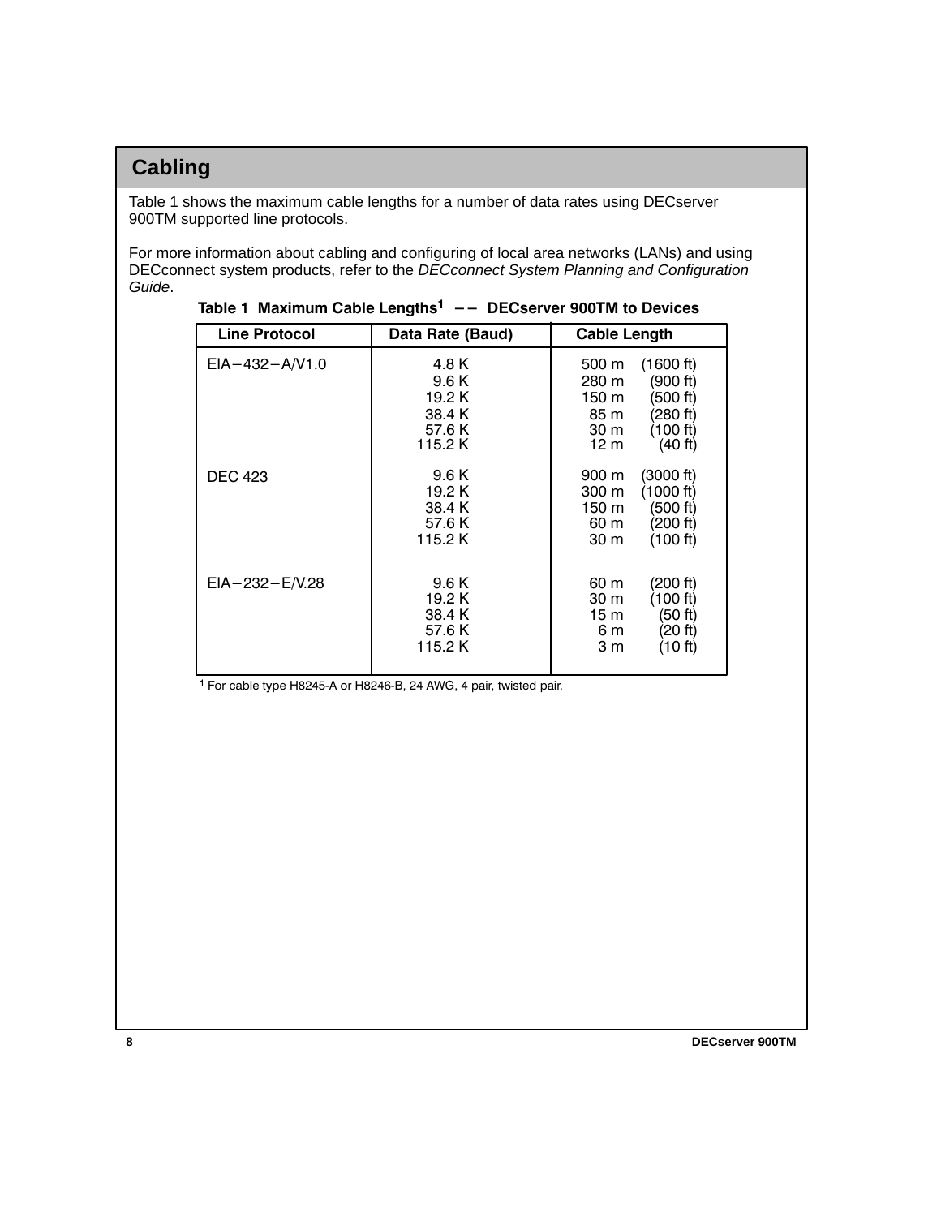## Cabling

Table 1 shows the maximum cable lengths for a number of data rates using DECserver 900TM supported line protocols.

For more information about cabling and configuring of local area networks (LANs) and using DECconnect system products, refer to the *DECconnect System Planning and Configuration Guide*.

**Table 1 Maximum Cable Lengths[1] –– DECserver 900TM to Devices**

| Line Protocol | Data Rate (Baud) | Cable Length |
|---|---|---|
| EIA–432–A/V1.0 | 4.8 K | 500 m (1600 ft) |
| | 9.6 K | 280 m (900 ft) |
| | 19.2 K | 150 m (500 ft) |
| | 38.4 K | 85 m (280 ft) |
| | 57.6 K | 30 m (100 ft) |
| | 115.2 K | 12 m (40 ft) |
| DEC 423 | 9.6 K | 900 m (3000 ft) |
| | 19.2 K | 300 m (1000 ft) |
| | 38.4 K | 150 m (500 ft) |
| | 57.6 K | 60 m (200 ft) |
| | 115.2 K | 30 m (100 ft) |
| EIA–232–E/V.28 | 9.6 K | 60 m (200 ft) |
| | 19.2 K | 30 m (100 ft) |
| | 38.4 K | 15 m (50 ft) |
| | 57.6 K | 6 m (20 ft) |
| | 115.2 K | 3 m (10 ft) |

[1] For cable type H8245-A or H8246-B, 24 AWG, 4 pair, twisted pair.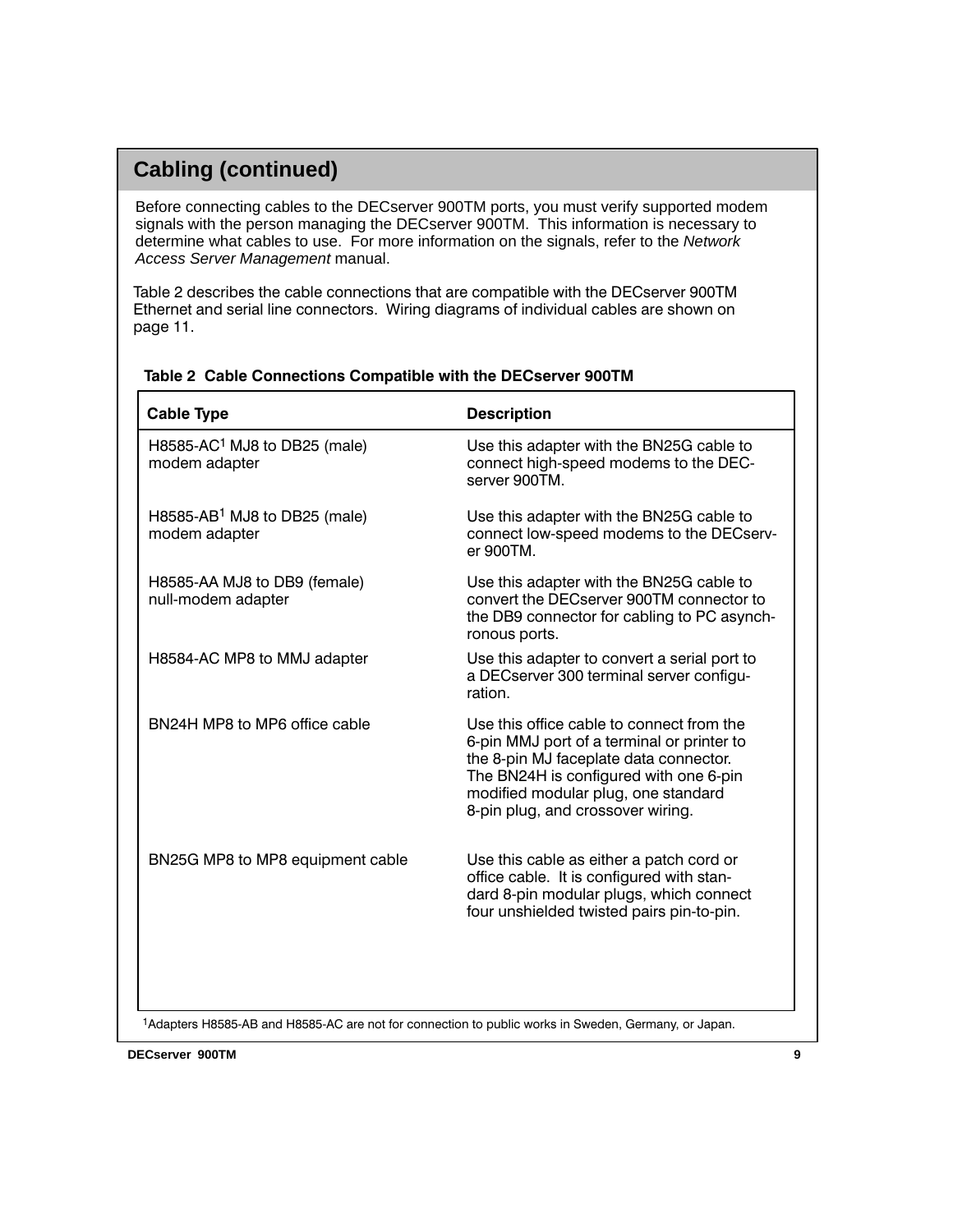## Cabling (continued)

Before connecting cables to the DECserver 900TM ports, you must verify supported modem signals with the person managing the DECserver 900TM. This information is necessary to determine what cables to use. For more information on the signals, refer to the *Network Access Server Management* manual.

Table 2 describes the cable connections that are compatible with the DECserver 900TM Ethernet and serial line connectors. Wiring diagrams of individual cables are shown on page 11.

**Table 2 Cable Connections Compatible with the DECserver 900TM**

| Cable Type | Description |
|---|---|
| H8585-AC[1] MJ8 to DB25 (male) modem adapter | Use this adapter with the BN25G cable to connect high-speed modems to the DECserver 900TM. |
| H8585-AB[1] MJ8 to DB25 (male) modem adapter | Use this adapter with the BN25G cable to connect low-speed modems to the DECserver 900TM. |
| H8585-AA MJ8 to DB9 (female) null-modem adapter | Use this adapter with the BN25G cable to convert the DECserver 900TM connector to the DB9 connector for cabling to PC asynchronous ports. |
| H8584-AC MP8 to MMJ adapter | Use this adapter to convert a serial port to a DECserver 300 terminal server configuration. |
| BN24H MP8 to MP6 office cable | Use this office cable to connect from the 6-pin MMJ port of a terminal or printer to the 8-pin MJ faceplate data connector. The BN24H is configured with one 6-pin modified modular plug, one standard 8-pin plug, and crossover wiring. |
| BN25G MP8 to MP8 equipment cable | Use this cable as either a patch cord or office cable. It is configured with standard 8-pin modular plugs, which connect four unshielded twisted pairs pin-to-pin. |

[1]Adapters H8585-AB and H8585-AC are not for connection to public works in Sweden, Germany, or Japan.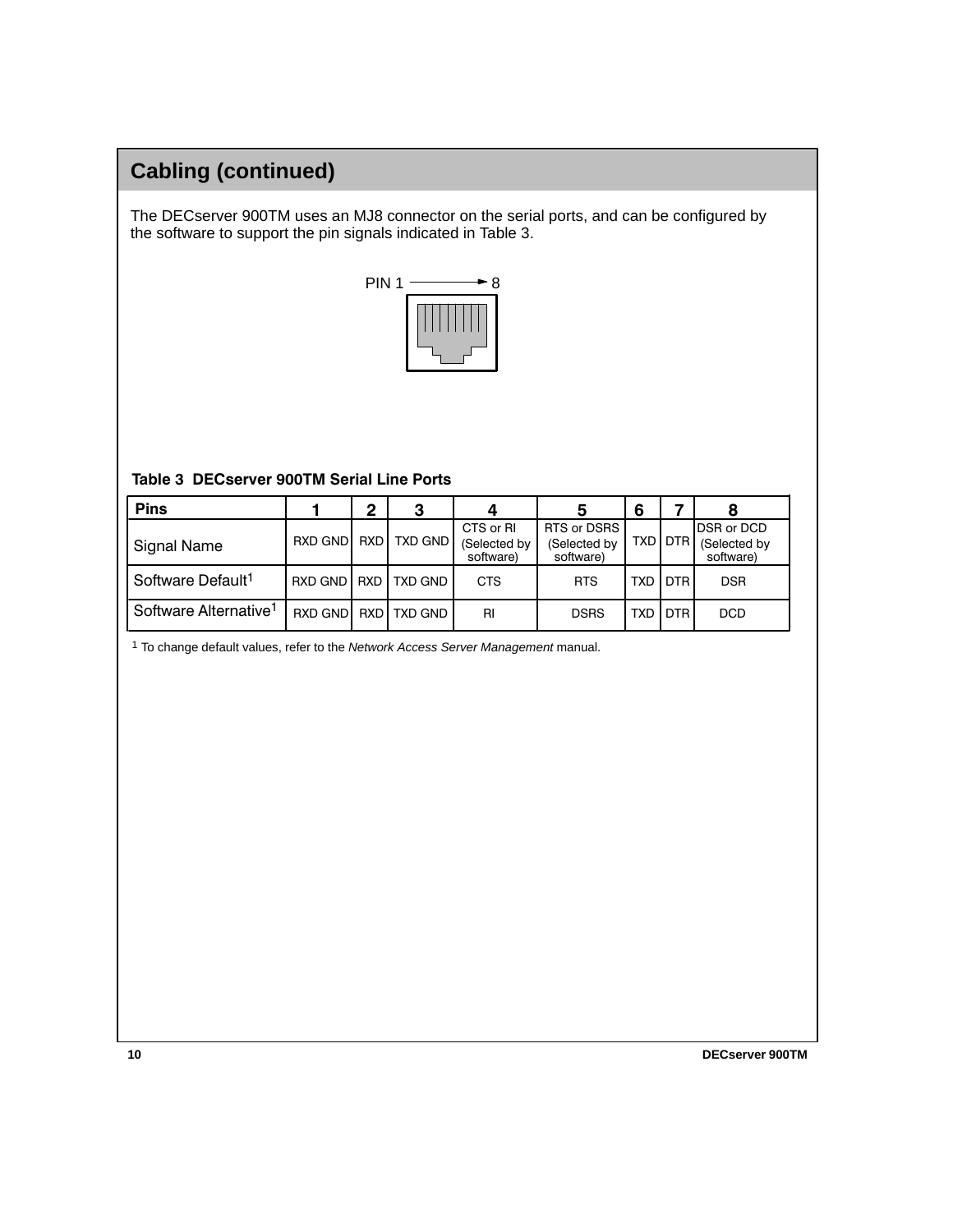## Cabling (continued)

The DECserver 900TM uses an MJ8 connector on the serial ports, and can be configured by the software to support the pin signals indicated in Table 3.

PIN 1 → 8

**Table 3  DECserver 900TM Serial Line Ports**

| Pins | 1 | 2 | 3 | 4 | 5 | 6 | 7 | 8 |
|---|---|---|---|---|---|---|---|---|
| Signal Name | RXD GND | RXD | TXD GND | CTS or RI (Selected by software) | RTS or DSRS (Selected by software) | TXD | DTR | DSR or DCD (Selected by software) |
| Software Default[1] | RXD GND | RXD | TXD GND | CTS | RTS | TXD | DTR | DSR |
| Software Alternative[1] | RXD GND | RXD | TXD GND | RI | DSRS | TXD | DTR | DCD |

[1] To change default values, refer to the *Network Access Server Management* manual.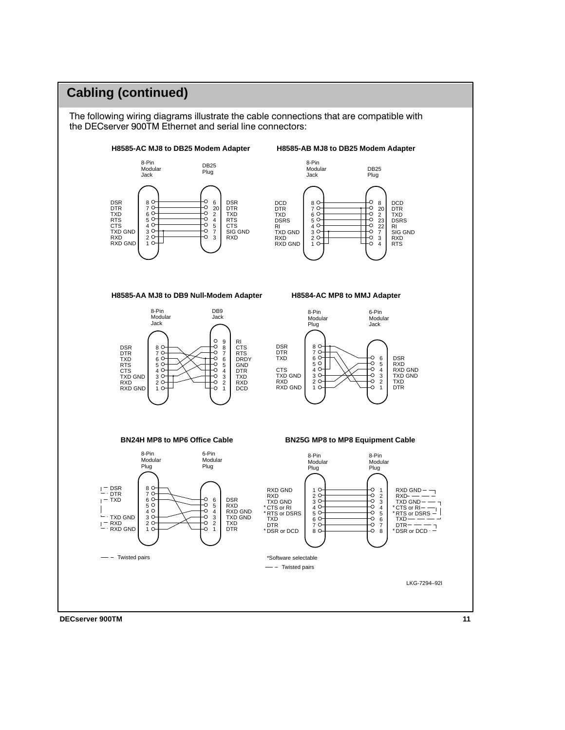## Cabling (continued)

The following wiring diagrams illustrate the cable connections that are compatible with the DECserver 900TM Ethernet and serial line connectors:

**H8585-AC MJ8 to DB25 Modem Adapter**

| 8-Pin Modular Jack | Pin | DB25 Plug Pin | Signal |
|---|---|---|---|
| DSR | 8 | 6 | DSR |
| DTR | 7 | 20 | DTR |
| TXD | 6 | 2 | TXD |
| RTS | 5 | 4 | RTS |
| CTS | 4 | 5 | CTS |
| TXD GND | 3 | 7 | SIG GND |
| RXD | 2 | 3 | RXD |
| RXD GND | 1 | | |

**H8585-AB MJ8 to DB25 Modem Adapter**

| 8-Pin Modular Jack | Pin | DB25 Plug Pin | Signal |
|---|---|---|---|
| DCD | 8 | 8 | DCD |
| DTR | 7 | 20 | DTR |
| TXD | 6 | 2 | TXD |
| DSRS | 5 | 23 | DSRS |
| RI | 4 | 22 | RI |
| TXD GND | 3 | 7 | SIG GND |
| RXD | 2 | 3 | RXD |
| RXD GND | 1 | 4 | RTS |

**H8585-AA MJ8 to DB9 Null-Modem Adapter**

8-Pin Modular Jack: 8 DSR, 7 DTR, 6 TXD, 5 RTS, 4 CTS, 3 TXD GND, 2 RXD, 1 RXD GND

DB9 Jack: 9 RI, 8 CTS, 7 RTS, 6 DRDY, 5 GND, 4 DTR, 3 TXD, 2 RXD, 1 DCD

**H8584-AC MP8 to MMJ Adapter**

8-Pin Modular Plug: 8 DSR, 7 DTR, 6 TXD, 5, 4 CTS, 3 TXD GND, 2 RXD, 1 RXD GND

6-Pin Modular Jack: 6 DSR, 5 RXD, 4 RXD GND, 3 TXD GND, 2 TXD, 1 DTR

**BN24H MP8 to MP6 Office Cable**

8-Pin Modular Plug: 8 DSR, 7 DTR, 6 TXD, 5, 4, 3 TXD GND, 2 RXD, 1 RXD GND

6-Pin Modular Plug: 6 DSR, 5 RXD, 4 RXD GND, 3 TXD GND, 2 TXD, 1 DTR

— – Twisted pairs

**BN25G MP8 to MP8 Equipment Cable**

| 8-Pin Modular Plug | Pin | Pin | 8-Pin Modular Plug |
|---|---|---|---|
| RXD GND | 1 | 1 | RXD GND |
| RXD | 2 | 2 | RXD |
| TXD GND | 3 | 3 | TXD GND |
| * CTS or RI | 4 | 4 | * CTS or RI |
| * RTS or DSRS | 5 | 5 | * RTS or DSRS |
| TXD | 6 | 6 | TXD |
| DTR | 7 | 7 | DTR |
| * DSR or DCD | 8 | 8 | * DSR or DCD |

*Software selectable

— – Twisted pairs

LKG-7294–92I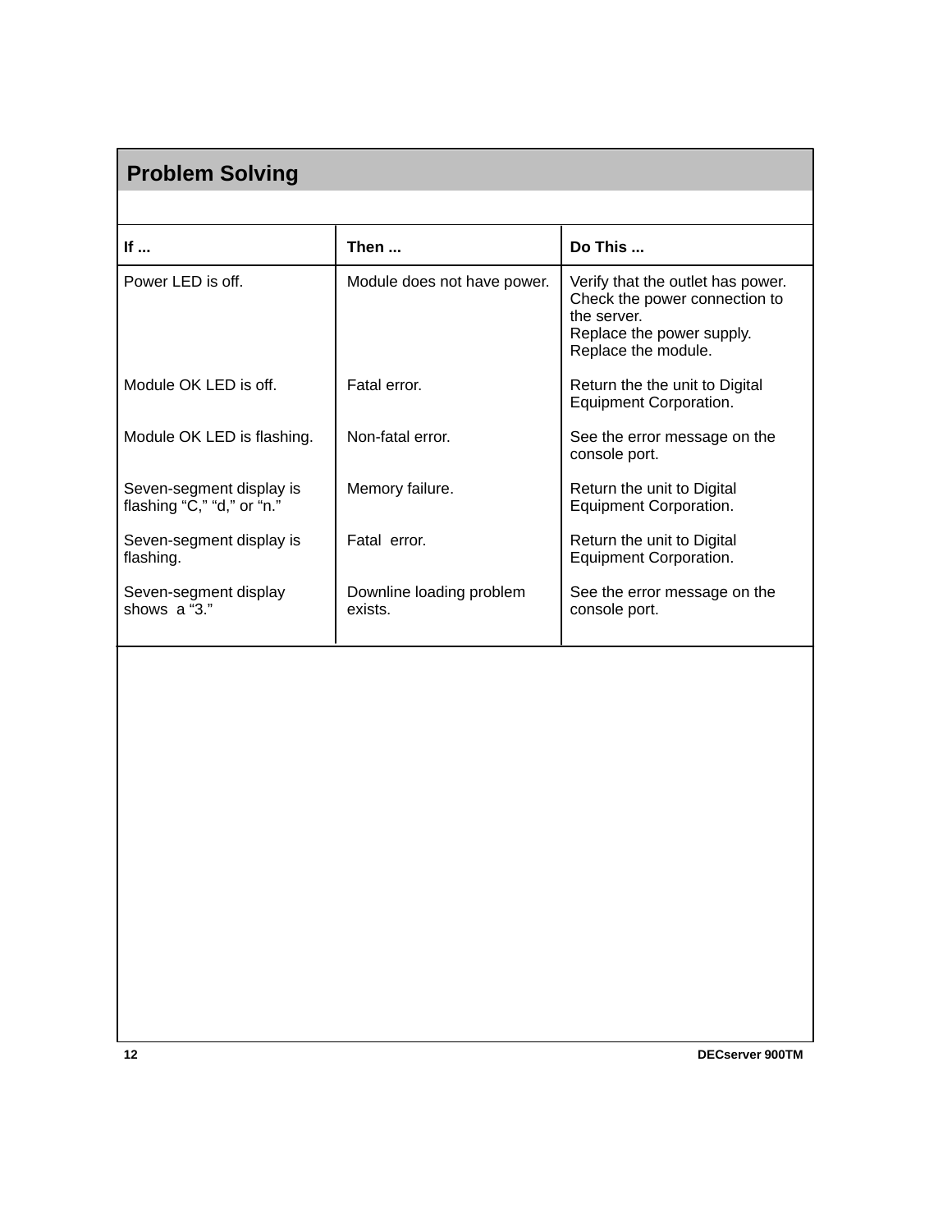## Problem Solving

| If ... | Then ... | Do This ... |
|---|---|---|
| Power LED is off. | Module does not have power. | Verify that the outlet has power.<br>Check the power connection to the server.<br>Replace the power supply.<br>Replace the module. |
| Module OK LED is off. | Fatal error. | Return the the unit to Digital Equipment Corporation. |
| Module OK LED is flashing. | Non-fatal error. | See the error message on the console port. |
| Seven-segment display is flashing "C," "d," or "n." | Memory failure. | Return the unit to Digital Equipment Corporation. |
| Seven-segment display is flashing. | Fatal error. | Return the unit to Digital Equipment Corporation. |
| Seven-segment display shows a "3." | Downline loading problem exists. | See the error message on the console port. |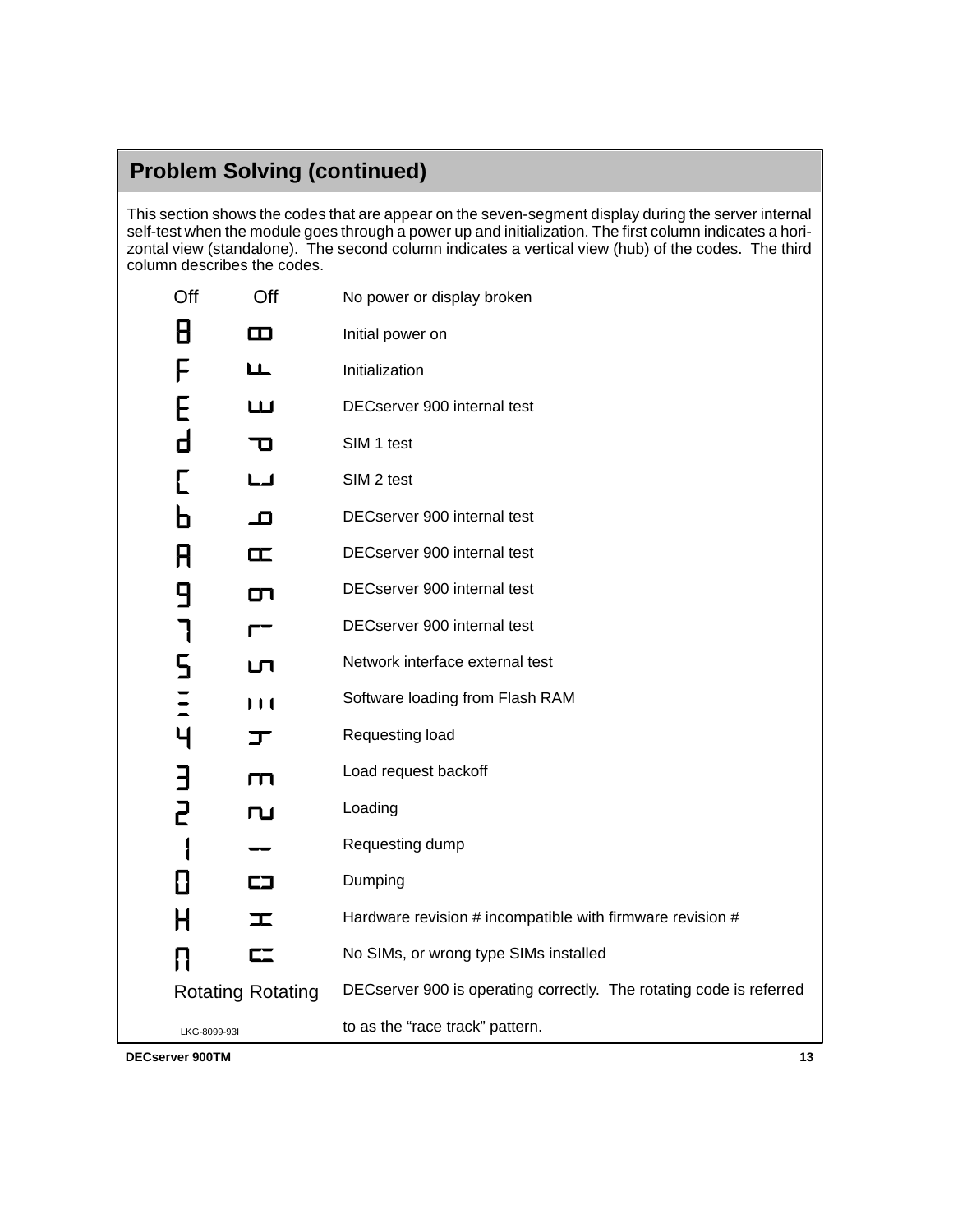## Problem Solving (continued)

This section shows the codes that are appear on the seven-segment display during the server internal self-test when the module goes through a power up and initialization. The first column indicates a horizontal view (standalone). The second column indicates a vertical view (hub) of the codes. The third column describes the codes.

| Horizontal | Vertical | Description |
|---|---|---|
| Off | Off | No power or display broken |
| 8 | 8 | Initial power on |
| F | F | Initialization |
| E | E | DECserver 900 internal test |
| d | d | SIM 1 test |
| C | C | SIM 2 test |
| b | b | DECserver 900 internal test |
| A | A | DECserver 900 internal test |
| 9 | 9 | DECserver 900 internal test |
| 7 | 7 | DECserver 900 internal test |
| 5 | 5 | Network interface external test |
| ≡ | ≡ | Software loading from Flash RAM |
| 4 | 4 | Requesting load |
| 3 | 3 | Load request backoff |
| 2 | 2 | Loading |
| 1 | 1 | Requesting dump |
| 0 | 0 | Dumping |
| H | H | Hardware revision # incompatible with firmware revision # |
| n | n | No SIMs, or wrong type SIMs installed |
| Rotating | Rotating | DECserver 900 is operating correctly. The rotating code is referred to as the “race track” pattern. |

LKG-8099-93I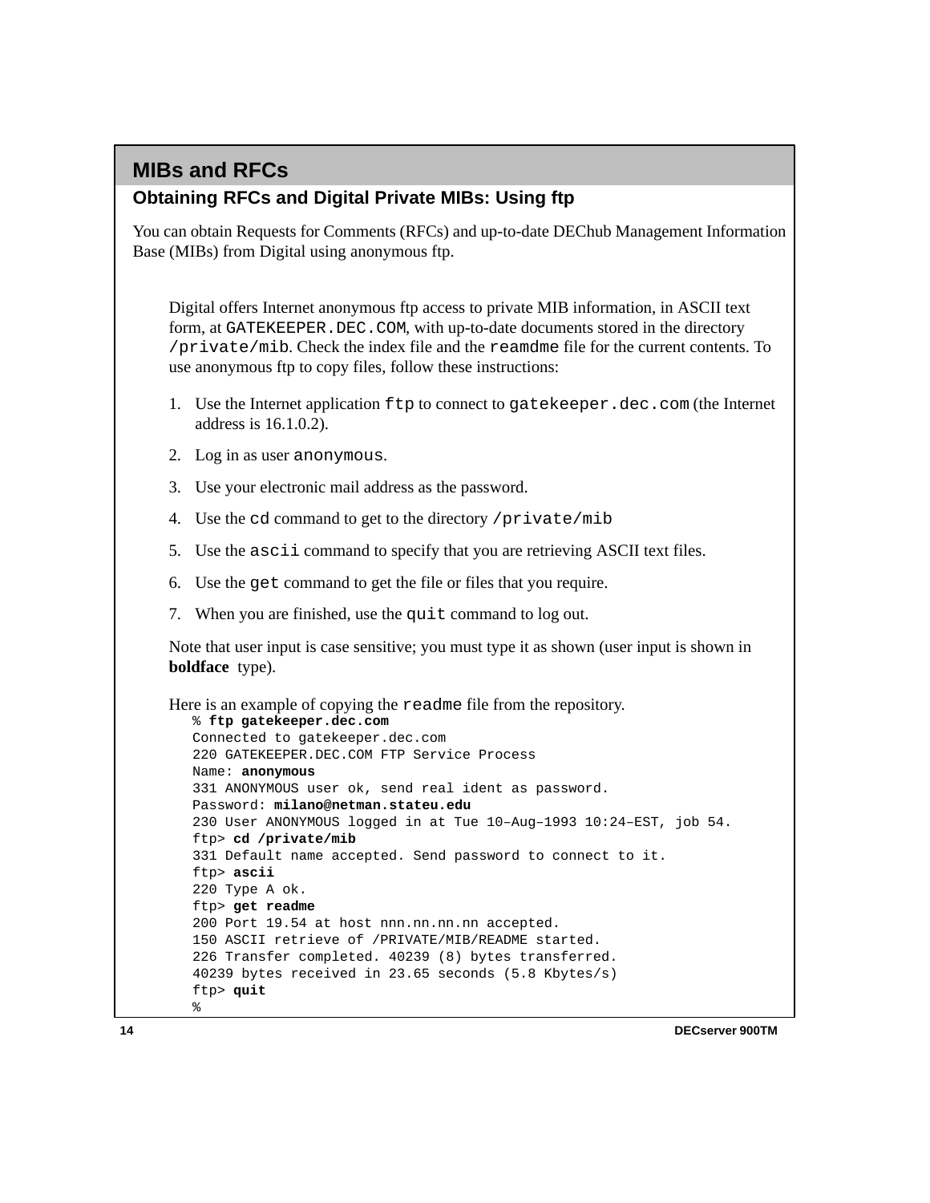## MIBs and RFCs

### Obtaining RFCs and Digital Private MIBs: Using ftp

You can obtain Requests for Comments (RFCs) and up-to-date DEChub Management Information Base (MIBs) from Digital using anonymous ftp.

Digital offers Internet anonymous ftp access to private MIB information, in ASCII text form, at `GATEKEEPER.DEC.COM`, with up-to-date documents stored in the directory `/private/mib`. Check the index file and the `reamdme` file for the current contents. To use anonymous ftp to copy files, follow these instructions:

1. Use the Internet application `ftp` to connect to `gatekeeper.dec.com` (the Internet address is 16.1.0.2).
2. Log in as user `anonymous`.
3. Use your electronic mail address as the password.
4. Use the `cd` command to get to the directory `/private/mib`
5. Use the `ascii` command to specify that you are retrieving ASCII text files.
6. Use the `get` command to get the file or files that you require.
7. When you are finished, use the `quit` command to log out.

Note that user input is case sensitive; you must type it as shown (user input is shown in **boldface** type).

Here is an example of copying the `readme` file from the repository.

```
% ftp gatekeeper.dec.com
Connected to gatekeeper.dec.com
220 GATEKEEPER.DEC.COM FTP Service Process
Name: anonymous
331 ANONYMOUS user ok, send real ident as password.
Password: milano@netman.stateu.edu
230 User ANONYMOUS logged in at Tue 10–Aug–1993 10:24–EST, job 54.
ftp> cd /private/mib
331 Default name accepted. Send password to connect to it.
ftp> ascii
220 Type A ok.
ftp> get readme
200 Port 19.54 at host nnn.nn.nn.nn accepted.
150 ASCII retrieve of /PRIVATE/MIB/README started.
226 Transfer completed. 40239 (8) bytes transferred.
40239 bytes received in 23.65 seconds (5.8 Kbytes/s)
ftp> quit
%
```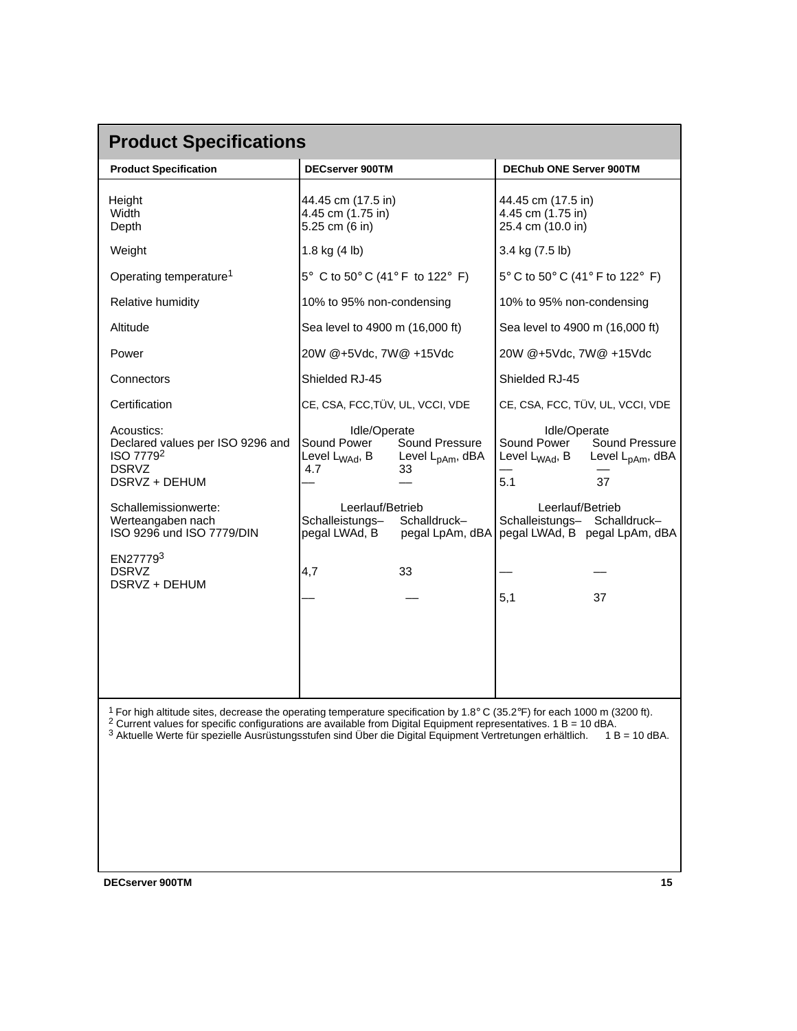## Product Specifications

| Product Specification | DECserver 900TM | DEChub ONE Server 900TM |
|---|---|---|
| Height<br>Width<br>Depth | 44.45 cm (17.5 in)<br>4.45 cm (1.75 in)<br>5.25 cm (6 in) | 44.45 cm (17.5 in)<br>4.45 cm (1.75 in)<br>25.4 cm (10.0 in) |
| Weight | 1.8 kg (4 lb) | 3.4 kg (7.5 lb) |
| Operating temperature[1] | 5° C to 50° C (41° F to 122° F) | 5° C to 50° C (41° F to 122° F) |
| Relative humidity | 10% to 95% non-condensing | 10% to 95% non-condensing |
| Altitude | Sea level to 4900 m (16,000 ft) | Sea level to 4900 m (16,000 ft) |
| Power | 20W @+5Vdc, 7W@ +15Vdc | 20W @+5Vdc, 7W@ +15Vdc |
| Connectors | Shielded RJ-45 | Shielded RJ-45 |
| Certification | CE, CSA, FCC,TÜV, UL, VCCI, VDE | CE, CSA, FCC, TÜV, UL, VCCI, VDE |
| Acoustics:<br>Declared values per ISO 9296 and ISO 7779[2] | Idle/Operate<br>Sound Power Level $L_{WAd}$, B / Sound Pressure Level $L_{pAm}$, dBA | Idle/Operate<br>Sound Power Level $L_{WAd}$, B / Sound Pressure Level $L_{pAm}$, dBA |
| DSRVZ | 4.7 / 33 | — / — |
| DSRVZ + DEHUM | — / — | 5.1 / 37 |
| Schallemissionwerte:<br>Werteangaben nach ISO 9296 und ISO 7779/DIN EN27779[3] | Leerlauf/Betrieb<br>Schalleistungs–pegal LWAd, B / Schalldruck–pegal LpAm, dBA | Leerlauf/Betrieb<br>Schalleistungs–pegal LWAd, B / Schalldruck–pegal LpAm, dBA |
| DSRVZ | 4,7 / 33 | — / — |
| DSRVZ + DEHUM | — / — | 5,1 / 37 |

[1] For high altitude sites, decrease the operating temperature specification by 1.8° C (35.2°F) for each 1000 m (3200 ft).
[2] Current values for specific configurations are available from Digital Equipment representatives. 1 B = 10 dBA.
[3] Aktuelle Werte für spezielle Ausrüstungsstufen sind Über die Digital Equipment Vertretungen erhältlich. 1 B = 10 dBA.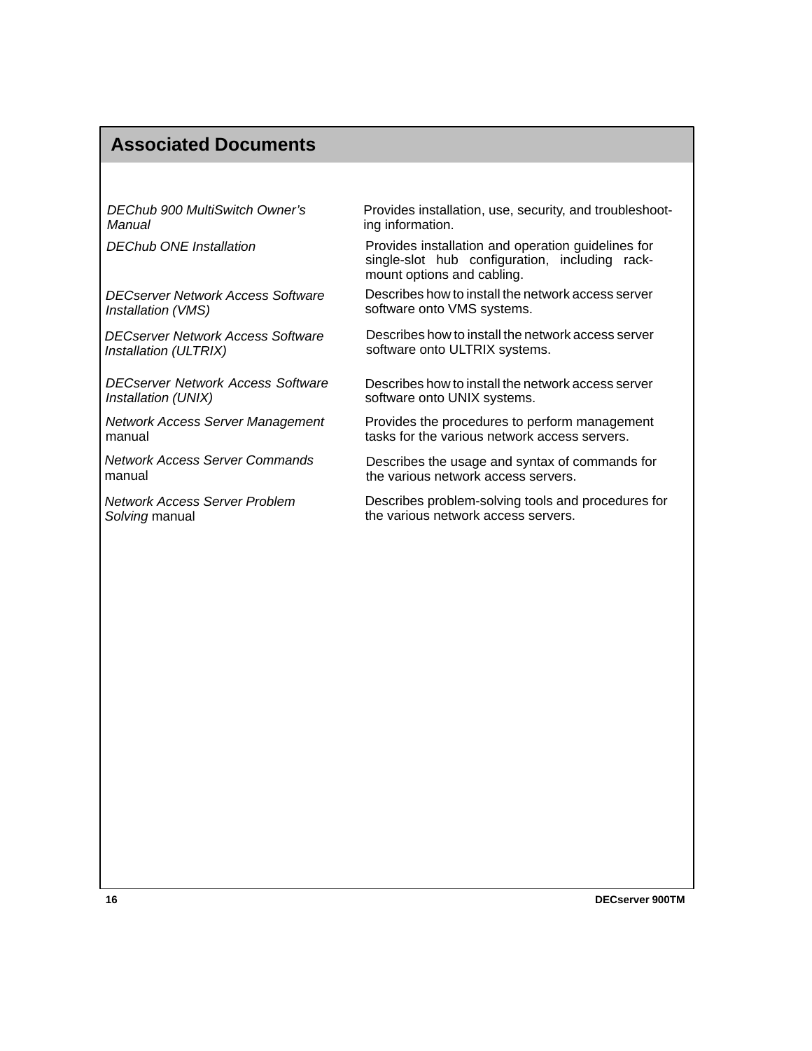## Associated Documents

| | |
|---|---|
| *DEChub 900 MultiSwitch Owner's Manual* | Provides installation, use, security, and troubleshooting information. |
| *DEChub ONE Installation* | Provides installation and operation guidelines for single-slot hub configuration, including rack-mount options and cabling. |
| *DECserver Network Access Software Installation (VMS)* | Describes how to install the network access server software onto VMS systems. |
| *DECserver Network Access Software Installation (ULTRIX)* | Describes how to install the network access server software onto ULTRIX systems. |
| *DECserver Network Access Software Installation (UNIX)* | Describes how to install the network access server software onto UNIX systems. |
| *Network Access Server Management* manual | Provides the procedures to perform management tasks for the various network access servers. |
| *Network Access Server Commands* manual | Describes the usage and syntax of commands for the various network access servers. |
| *Network Access Server Problem Solving* manual | Describes problem-solving tools and procedures for the various network access servers. |